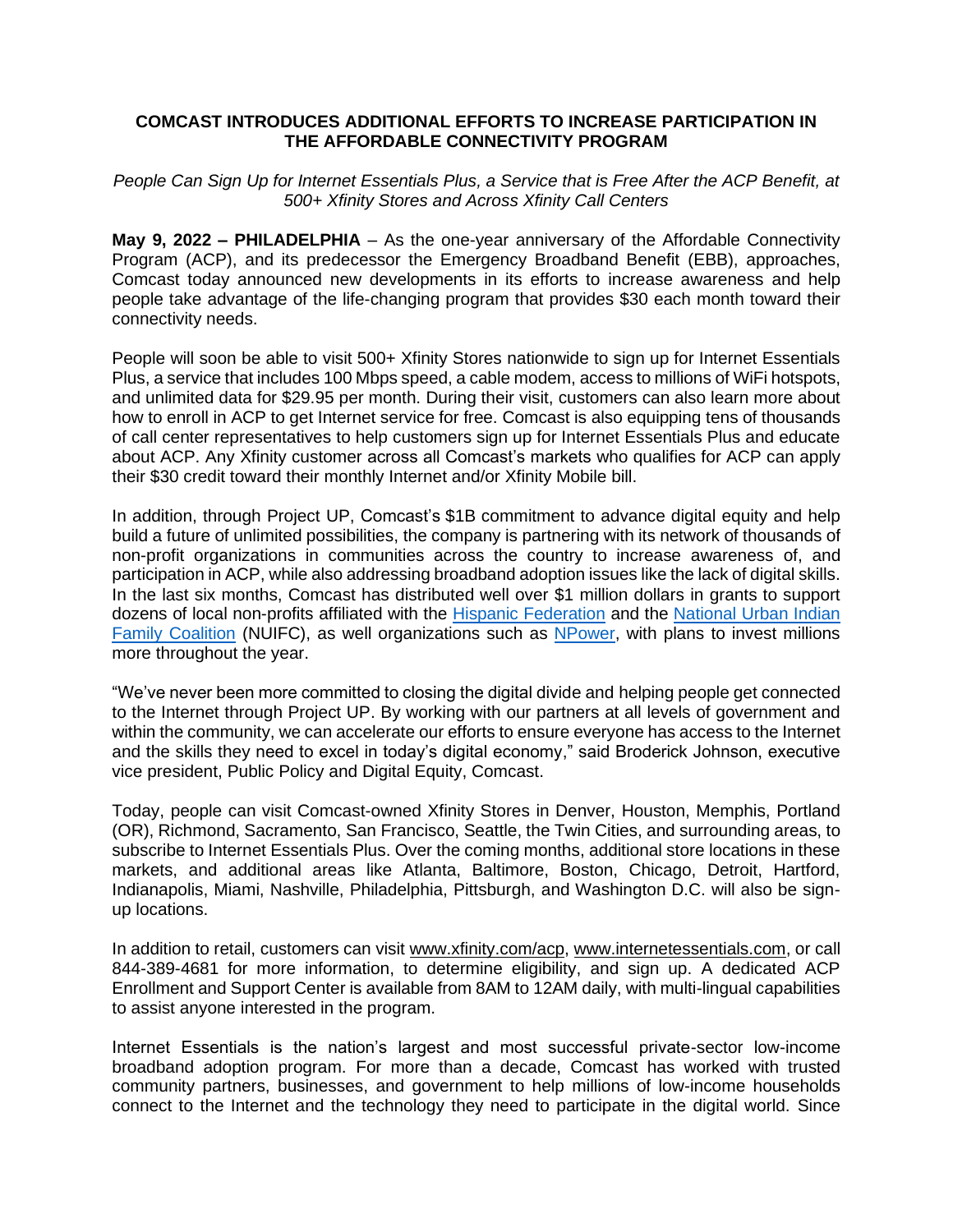# COMCAST INTRODUCES ADDITIONAL EFFORTS TO INCREASE PARTICIPATION IN THE AFFORDABLE CONNECTIVITY PROGRAM

*People Can Sign Up for Internet Essentials Plus, a Service that is Free After the ACP Benefit, at 500+ Xfinity Stores and Across Xfinity Call Centers*

**May 9, 2022 – PHILADELPHIA** – As the one-year anniversary of the Affordable Connectivity Program (ACP), and its predecessor the Emergency Broadband Benefit (EBB), approaches, Comcast today announced new developments in its efforts to increase awareness and help people take advantage of the life-changing program that provides $30 each month toward their connectivity needs.

People will soon be able to visit 500+ Xfinity Stores nationwide to sign up for Internet Essentials Plus, a service that includes 100 Mbps speed, a cable modem, access to millions of WiFi hotspots, and unlimited data for $29.95 per month. During their visit, customers can also learn more about how to enroll in ACP to get Internet service for free. Comcast is also equipping tens of thousands of call center representatives to help customers sign up for Internet Essentials Plus and educate about ACP. Any Xfinity customer across all Comcast's markets who qualifies for ACP can apply their $30 credit toward their monthly Internet and/or Xfinity Mobile bill.

In addition, through Project UP, Comcast's $1B commitment to advance digital equity and help build a future of unlimited possibilities, the company is partnering with its network of thousands of non-profit organizations in communities across the country to increase awareness of, and participation in ACP, while also addressing broadband adoption issues like the lack of digital skills. In the last six months, Comcast has distributed well over $1 million dollars in grants to support dozens of local non-profits affiliated with the Hispanic Federation and the National Urban Indian Family Coalition (NUIFC), as well organizations such as NPower, with plans to invest millions more throughout the year.

"We've never been more committed to closing the digital divide and helping people get connected to the Internet through Project UP. By working with our partners at all levels of government and within the community, we can accelerate our efforts to ensure everyone has access to the Internet and the skills they need to excel in today's digital economy," said Broderick Johnson, executive vice president, Public Policy and Digital Equity, Comcast.

Today, people can visit Comcast-owned Xfinity Stores in Denver, Houston, Memphis, Portland (OR), Richmond, Sacramento, San Francisco, Seattle, the Twin Cities, and surrounding areas, to subscribe to Internet Essentials Plus. Over the coming months, additional store locations in these markets, and additional areas like Atlanta, Baltimore, Boston, Chicago, Detroit, Hartford, Indianapolis, Miami, Nashville, Philadelphia, Pittsburgh, and Washington D.C. will also be sign-up locations.

In addition to retail, customers can visit www.xfinity.com/acp, www.internetessentials.com, or call 844-389-4681 for more information, to determine eligibility, and sign up. A dedicated ACP Enrollment and Support Center is available from 8AM to 12AM daily, with multi-lingual capabilities to assist anyone interested in the program.

Internet Essentials is the nation's largest and most successful private-sector low-income broadband adoption program. For more than a decade, Comcast has worked with trusted community partners, businesses, and government to help millions of low-income households connect to the Internet and the technology they need to participate in the digital world. Since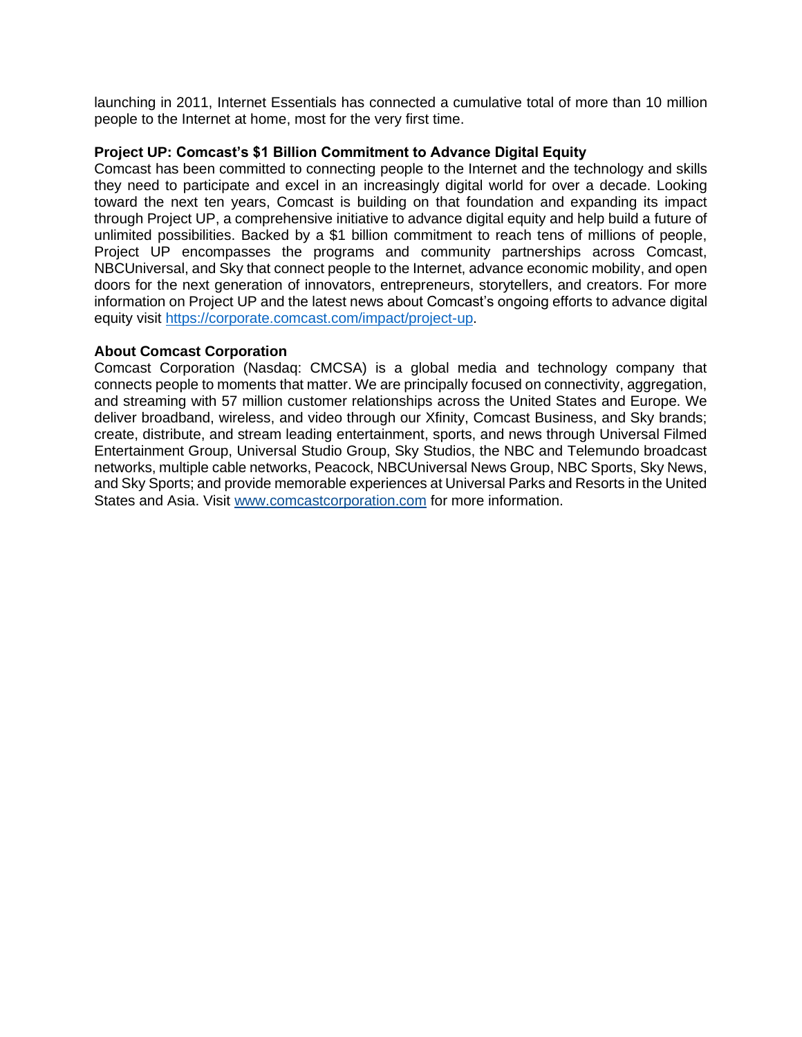launching in 2011, Internet Essentials has connected a cumulative total of more than 10 million people to the Internet at home, most for the very first time.

**Project UP: Comcast's $1 Billion Commitment to Advance Digital Equity**
Comcast has been committed to connecting people to the Internet and the technology and skills they need to participate and excel in an increasingly digital world for over a decade. Looking toward the next ten years, Comcast is building on that foundation and expanding its impact through Project UP, a comprehensive initiative to advance digital equity and help build a future of unlimited possibilities. Backed by a $1 billion commitment to reach tens of millions of people, Project UP encompasses the programs and community partnerships across Comcast, NBCUniversal, and Sky that connect people to the Internet, advance economic mobility, and open doors for the next generation of innovators, entrepreneurs, storytellers, and creators. For more information on Project UP and the latest news about Comcast's ongoing efforts to advance digital equity visit https://corporate.comcast.com/impact/project-up.

**About Comcast Corporation**
Comcast Corporation (Nasdaq: CMCSA) is a global media and technology company that connects people to moments that matter. We are principally focused on connectivity, aggregation, and streaming with 57 million customer relationships across the United States and Europe. We deliver broadband, wireless, and video through our Xfinity, Comcast Business, and Sky brands; create, distribute, and stream leading entertainment, sports, and news through Universal Filmed Entertainment Group, Universal Studio Group, Sky Studios, the NBC and Telemundo broadcast networks, multiple cable networks, Peacock, NBCUniversal News Group, NBC Sports, Sky News, and Sky Sports; and provide memorable experiences at Universal Parks and Resorts in the United States and Asia. Visit www.comcastcorporation.com for more information.